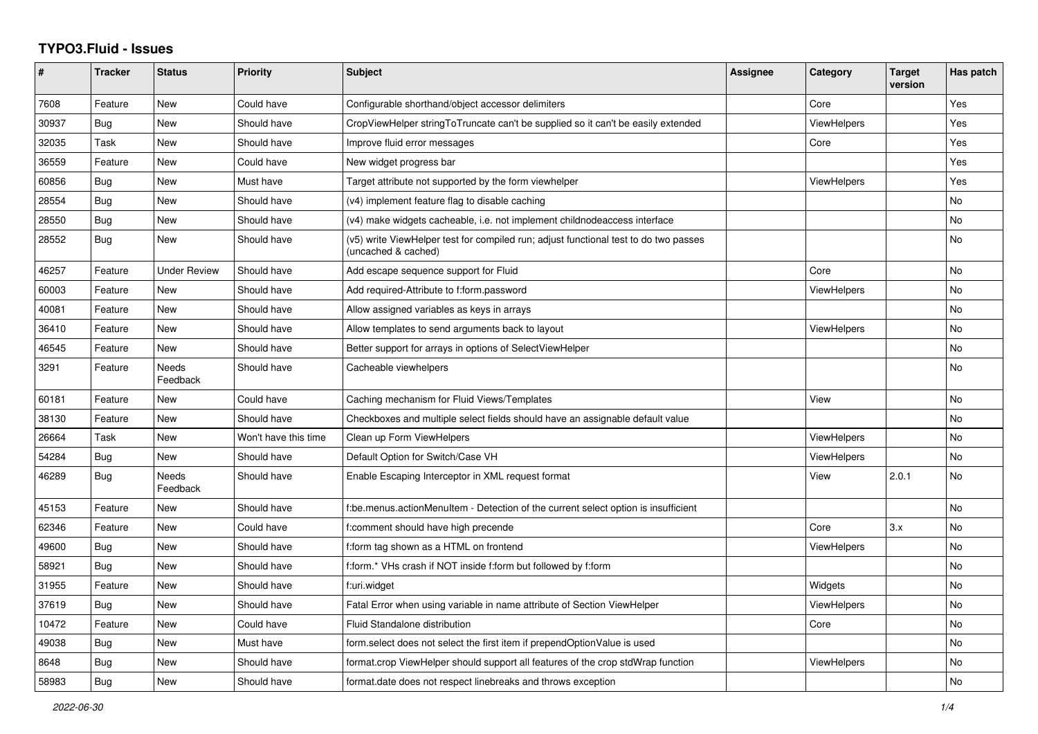# TYPO3.Fluid - Issues

| # | Tracker | Status | Priority | Subject | Assignee | Category | Target version | Has patch |
|---|---|---|---|---|---|---|---|---|
| 7608 | Feature | New | Could have | Configurable shorthand/object accessor delimiters | | Core | | Yes |
| 30937 | Bug | New | Should have | CropViewHelper stringToTruncate can't be supplied so it can't be easily extended | | ViewHelpers | | Yes |
| 32035 | Task | New | Should have | Improve fluid error messages | | Core | | Yes |
| 36559 | Feature | New | Could have | New widget progress bar | | | | Yes |
| 60856 | Bug | New | Must have | Target attribute not supported by the form viewhelper | | ViewHelpers | | Yes |
| 28554 | Bug | New | Should have | (v4) implement feature flag to disable caching | | | | No |
| 28550 | Bug | New | Should have | (v4) make widgets cacheable, i.e. not implement childnodeaccess interface | | | | No |
| 28552 | Bug | New | Should have | (v5) write ViewHelper test for compiled run; adjust functional test to do two passes (uncached & cached) | | | | No |
| 46257 | Feature | Under Review | Should have | Add escape sequence support for Fluid | | Core | | No |
| 60003 | Feature | New | Should have | Add required-Attribute to f:form.password | | ViewHelpers | | No |
| 40081 | Feature | New | Should have | Allow assigned variables as keys in arrays | | | | No |
| 36410 | Feature | New | Should have | Allow templates to send arguments back to layout | | ViewHelpers | | No |
| 46545 | Feature | New | Should have | Better support for arrays in options of SelectViewHelper | | | | No |
| 3291 | Feature | Needs Feedback | Should have | Cacheable viewhelpers | | | | No |
| 60181 | Feature | New | Could have | Caching mechanism for Fluid Views/Templates | | View | | No |
| 38130 | Feature | New | Should have | Checkboxes and multiple select fields should have an assignable default value | | | | No |
| 26664 | Task | New | Won't have this time | Clean up Form ViewHelpers | | ViewHelpers | | No |
| 54284 | Bug | New | Should have | Default Option for Switch/Case VH | | ViewHelpers | | No |
| 46289 | Bug | Needs Feedback | Should have | Enable Escaping Interceptor in XML request format | | View | 2.0.1 | No |
| 45153 | Feature | New | Should have | f:be.menus.actionMenuItem - Detection of the current select option is insufficient | | | | No |
| 62346 | Feature | New | Could have | f:comment should have high precende | | Core | 3.x | No |
| 49600 | Bug | New | Should have | f:form tag shown as a HTML on frontend | | ViewHelpers | | No |
| 58921 | Bug | New | Should have | f:form.* VHs crash if NOT inside f:form but followed by f:form | | | | No |
| 31955 | Feature | New | Should have | f:uri.widget | | Widgets | | No |
| 37619 | Bug | New | Should have | Fatal Error when using variable in name attribute of Section ViewHelper | | ViewHelpers | | No |
| 10472 | Feature | New | Could have | Fluid Standalone distribution | | Core | | No |
| 49038 | Bug | New | Must have | form.select does not select the first item if prependOptionValue is used | | | | No |
| 8648 | Bug | New | Should have | format.crop ViewHelper should support all features of the crop stdWrap function | | ViewHelpers | | No |
| 58983 | Bug | New | Should have | format.date does not respect linebreaks and throws exception | | | | No |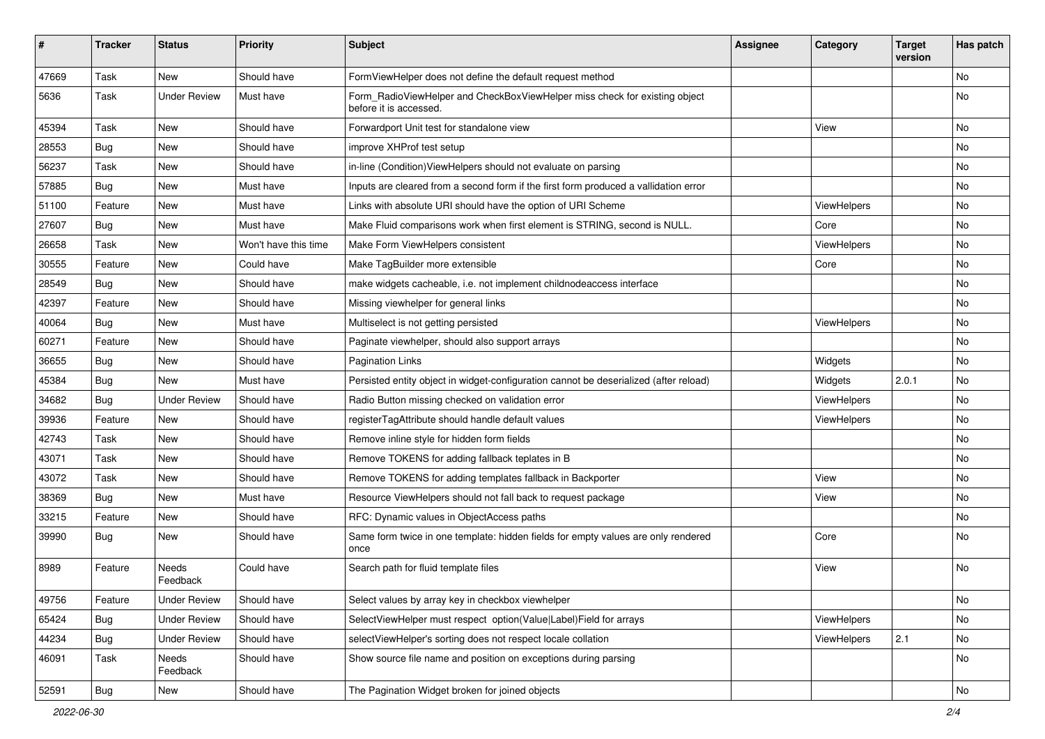| # | Tracker | Status | Priority | Subject | Assignee | Category | Target version | Has patch |
|---|---|---|---|---|---|---|---|---|
| 47669 | Task | New | Should have | FormViewHelper does not define the default request method | | | | No |
| 5636 | Task | Under Review | Must have | Form_RadioViewHelper and CheckBoxViewHelper miss check for existing object before it is accessed. | | | | No |
| 45394 | Task | New | Should have | Forwardport Unit test for standalone view | | View | | No |
| 28553 | Bug | New | Should have | improve XHProf test setup | | | | No |
| 56237 | Task | New | Should have | in-line (Condition)ViewHelpers should not evaluate on parsing | | | | No |
| 57885 | Bug | New | Must have | Inputs are cleared from a second form if the first form produced a vallidation error | | | | No |
| 51100 | Feature | New | Must have | Links with absolute URI should have the option of URI Scheme | | ViewHelpers | | No |
| 27607 | Bug | New | Must have | Make Fluid comparisons work when first element is STRING, second is NULL. | | Core | | No |
| 26658 | Task | New | Won't have this time | Make Form ViewHelpers consistent | | ViewHelpers | | No |
| 30555 | Feature | New | Could have | Make TagBuilder more extensible | | Core | | No |
| 28549 | Bug | New | Should have | make widgets cacheable, i.e. not implement childnodeaccess interface | | | | No |
| 42397 | Feature | New | Should have | Missing viewhelper for general links | | | | No |
| 40064 | Bug | New | Must have | Multiselect is not getting persisted | | ViewHelpers | | No |
| 60271 | Feature | New | Should have | Paginate viewhelper, should also support arrays | | | | No |
| 36655 | Bug | New | Should have | Pagination Links | | Widgets | | No |
| 45384 | Bug | New | Must have | Persisted entity object in widget-configuration cannot be deserialized (after reload) | | Widgets | 2.0.1 | No |
| 34682 | Bug | Under Review | Should have | Radio Button missing checked on validation error | | ViewHelpers | | No |
| 39936 | Feature | New | Should have | registerTagAttribute should handle default values | | ViewHelpers | | No |
| 42743 | Task | New | Should have | Remove inline style for hidden form fields | | | | No |
| 43071 | Task | New | Should have | Remove TOKENS for adding fallback teplates in B | | | | No |
| 43072 | Task | New | Should have | Remove TOKENS for adding templates fallback in Backporter | | View | | No |
| 38369 | Bug | New | Must have | Resource ViewHelpers should not fall back to request package | | View | | No |
| 33215 | Feature | New | Should have | RFC: Dynamic values in ObjectAccess paths | | | | No |
| 39990 | Bug | New | Should have | Same form twice in one template: hidden fields for empty values are only rendered once | | Core | | No |
| 8989 | Feature | Needs Feedback | Could have | Search path for fluid template files | | View | | No |
| 49756 | Feature | Under Review | Should have | Select values by array key in checkbox viewhelper | | | | No |
| 65424 | Bug | Under Review | Should have | SelectViewHelper must respect option(Value\|Label)Field for arrays | | ViewHelpers | | No |
| 44234 | Bug | Under Review | Should have | selectViewHelper's sorting does not respect locale collation | | ViewHelpers | 2.1 | No |
| 46091 | Task | Needs Feedback | Should have | Show source file name and position on exceptions during parsing | | | | No |
| 52591 | Bug | New | Should have | The Pagination Widget broken for joined objects | | | | No |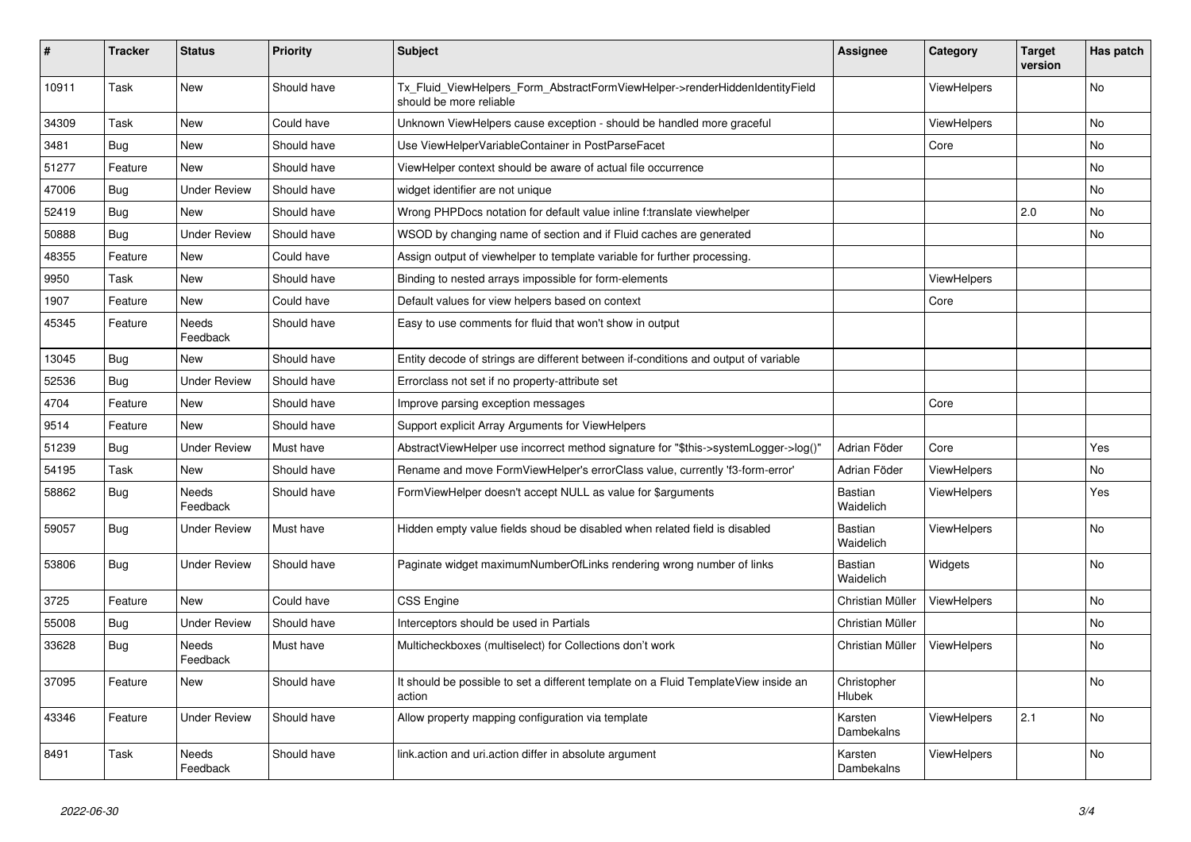| # | Tracker | Status | Priority | Subject | Assignee | Category | Target version | Has patch |
|---|---|---|---|---|---|---|---|---|
| 10911 | Task | New | Should have | Tx_Fluid_ViewHelpers_Form_AbstractFormViewHelper->renderHiddenIdentityField should be more reliable | | ViewHelpers | | No |
| 34309 | Task | New | Could have | Unknown ViewHelpers cause exception - should be handled more graceful | | ViewHelpers | | No |
| 3481 | Bug | New | Should have | Use ViewHelperVariableContainer in PostParseFacet | | Core | | No |
| 51277 | Feature | New | Should have | ViewHelper context should be aware of actual file occurrence | | | | No |
| 47006 | Bug | Under Review | Should have | widget identifier are not unique | | | | No |
| 52419 | Bug | New | Should have | Wrong PHPDocs notation for default value inline f:translate viewhelper | | | 2.0 | No |
| 50888 | Bug | Under Review | Should have | WSOD by changing name of section and if Fluid caches are generated | | | | No |
| 48355 | Feature | New | Could have | Assign output of viewhelper to template variable for further processing. | | | | |
| 9950 | Task | New | Should have | Binding to nested arrays impossible for form-elements | | ViewHelpers | | |
| 1907 | Feature | New | Could have | Default values for view helpers based on context | | Core | | |
| 45345 | Feature | Needs Feedback | Should have | Easy to use comments for fluid that won't show in output | | | | |
| 13045 | Bug | New | Should have | Entity decode of strings are different between if-conditions and output of variable | | | | |
| 52536 | Bug | Under Review | Should have | Errorclass not set if no property-attribute set | | | | |
| 4704 | Feature | New | Should have | Improve parsing exception messages | | Core | | |
| 9514 | Feature | New | Should have | Support explicit Array Arguments for ViewHelpers | | | | |
| 51239 | Bug | Under Review | Must have | AbstractViewHelper use incorrect method signature for "$this->systemLogger->log()" | Adrian Föder | Core | | Yes |
| 54195 | Task | New | Should have | Rename and move FormViewHelper's errorClass value, currently 'f3-form-error' | Adrian Föder | ViewHelpers | | No |
| 58862 | Bug | Needs Feedback | Should have | FormViewHelper doesn't accept NULL as value for $arguments | Bastian Waidelich | ViewHelpers | | Yes |
| 59057 | Bug | Under Review | Must have | Hidden empty value fields shoud be disabled when related field is disabled | Bastian Waidelich | ViewHelpers | | No |
| 53806 | Bug | Under Review | Should have | Paginate widget maximumNumberOfLinks rendering wrong number of links | Bastian Waidelich | Widgets | | No |
| 3725 | Feature | New | Could have | CSS Engine | Christian Müller | ViewHelpers | | No |
| 55008 | Bug | Under Review | Should have | Interceptors should be used in Partials | Christian Müller | | | No |
| 33628 | Bug | Needs Feedback | Must have | Multicheckboxes (multiselect) for Collections don't work | Christian Müller | ViewHelpers | | No |
| 37095 | Feature | New | Should have | It should be possible to set a different template on a Fluid TemplateView inside an action | Christopher Hlubek | | | No |
| 43346 | Feature | Under Review | Should have | Allow property mapping configuration via template | Karsten Dambekalns | ViewHelpers | 2.1 | No |
| 8491 | Task | Needs Feedback | Should have | link.action and uri.action differ in absolute argument | Karsten Dambekalns | ViewHelpers | | No |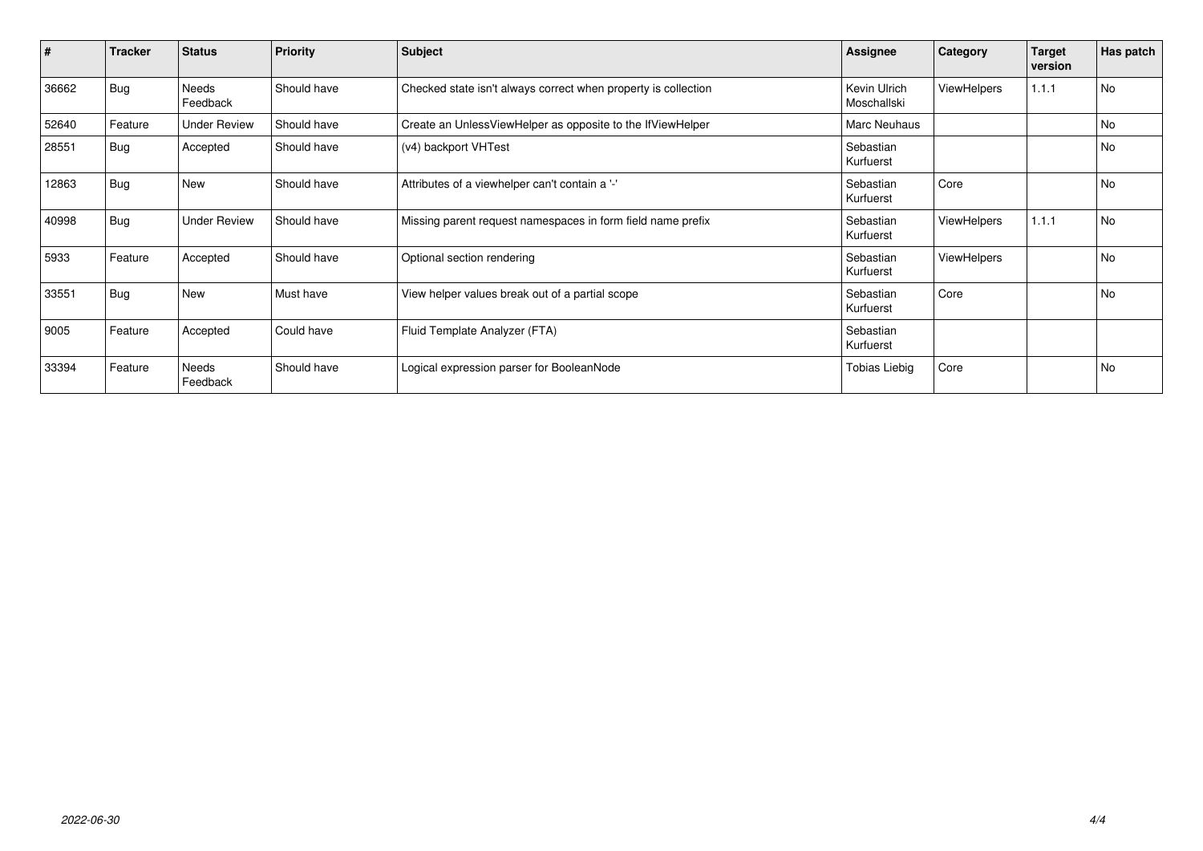| # | Tracker | Status | Priority | Subject | Assignee | Category | Target version | Has patch |
|---|---|---|---|---|---|---|---|---|
| 36662 | Bug | Needs Feedback | Should have | Checked state isn't always correct when property is collection | Kevin Ulrich Moschallski | ViewHelpers | 1.1.1 | No |
| 52640 | Feature | Under Review | Should have | Create an UnlessViewHelper as opposite to the IfViewHelper | Marc Neuhaus | | | No |
| 28551 | Bug | Accepted | Should have | (v4) backport VHTest | Sebastian Kurfuerst | | | No |
| 12863 | Bug | New | Should have | Attributes of a viewhelper can't contain a '-' | Sebastian Kurfuerst | Core | | No |
| 40998 | Bug | Under Review | Should have | Missing parent request namespaces in form field name prefix | Sebastian Kurfuerst | ViewHelpers | 1.1.1 | No |
| 5933 | Feature | Accepted | Should have | Optional section rendering | Sebastian Kurfuerst | ViewHelpers | | No |
| 33551 | Bug | New | Must have | View helper values break out of a partial scope | Sebastian Kurfuerst | Core | | No |
| 9005 | Feature | Accepted | Could have | Fluid Template Analyzer (FTA) | Sebastian Kurfuerst | | | |
| 33394 | Feature | Needs Feedback | Should have | Logical expression parser for BooleanNode | Tobias Liebig | Core | | No |

*2022-06-30*